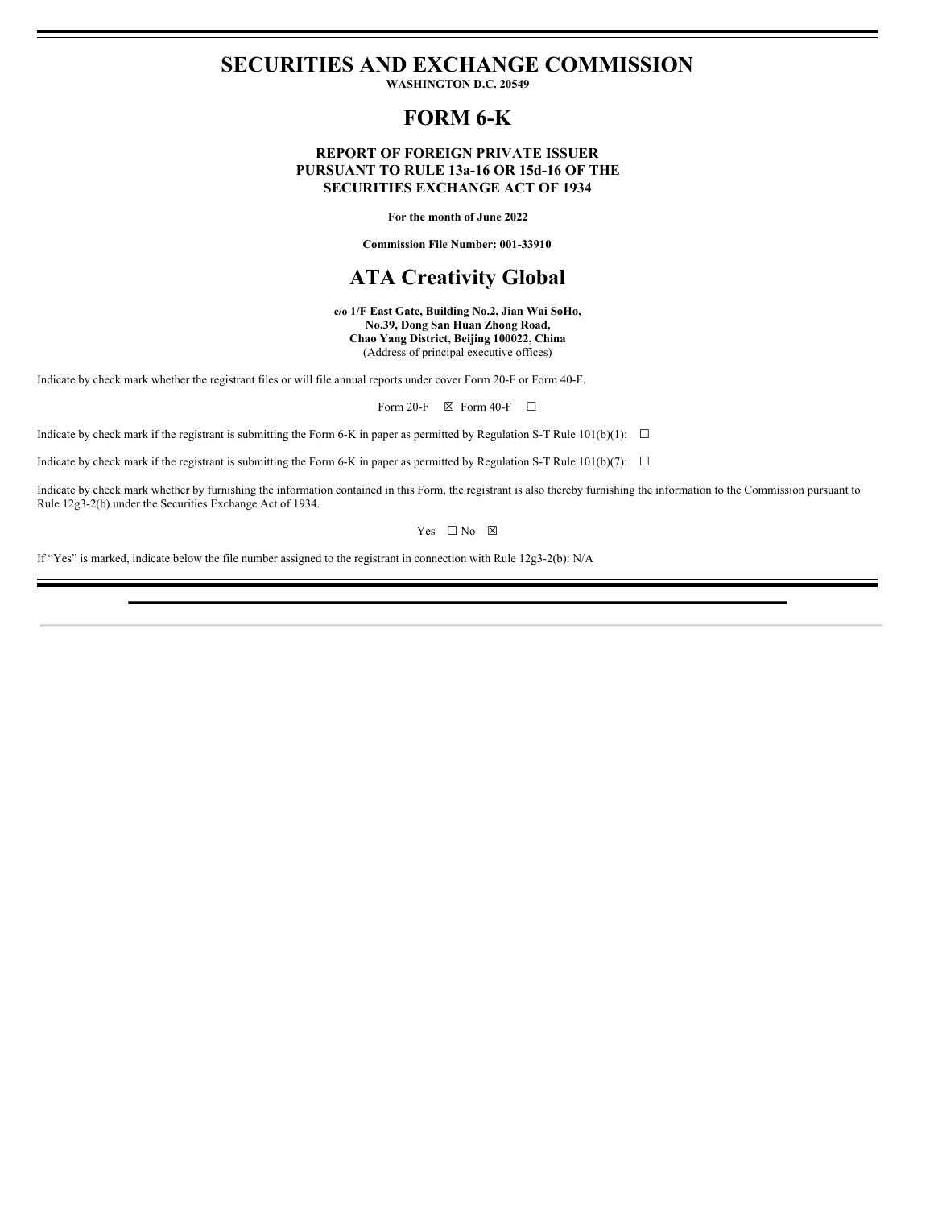# SECURITIES AND EXCHANGE COMMISSION

**WASHINGTON D.C. 20549**

# FORM 6-K

**REPORT OF FOREIGN PRIVATE ISSUER**
**PURSUANT TO RULE 13a-16 OR 15d-16 OF THE**
**SECURITIES EXCHANGE ACT OF 1934**

**For the month of June 2022**

**Commission File Number: 001-33910**

# ATA Creativity Global

**c/o 1/F East Gate, Building No.2, Jian Wai SoHo,**
**No.39, Dong San Huan Zhong Road,**
**Chao Yang District, Beijing 100022, China**
(Address of principal executive offices)

Indicate by check mark whether the registrant files or will file annual reports under cover Form 20-F or Form 40-F.

Form 20-F ☒ Form 40-F ☐

Indicate by check mark if the registrant is submitting the Form 6-K in paper as permitted by Regulation S-T Rule 101(b)(1): ☐

Indicate by check mark if the registrant is submitting the Form 6-K in paper as permitted by Regulation S-T Rule 101(b)(7): ☐

Indicate by check mark whether by furnishing the information contained in this Form, the registrant is also thereby furnishing the information to the Commission pursuant to Rule 12g3-2(b) under the Securities Exchange Act of 1934.

Yes ☐ No ☒

If "Yes" is marked, indicate below the file number assigned to the registrant in connection with Rule 12g3-2(b): N/A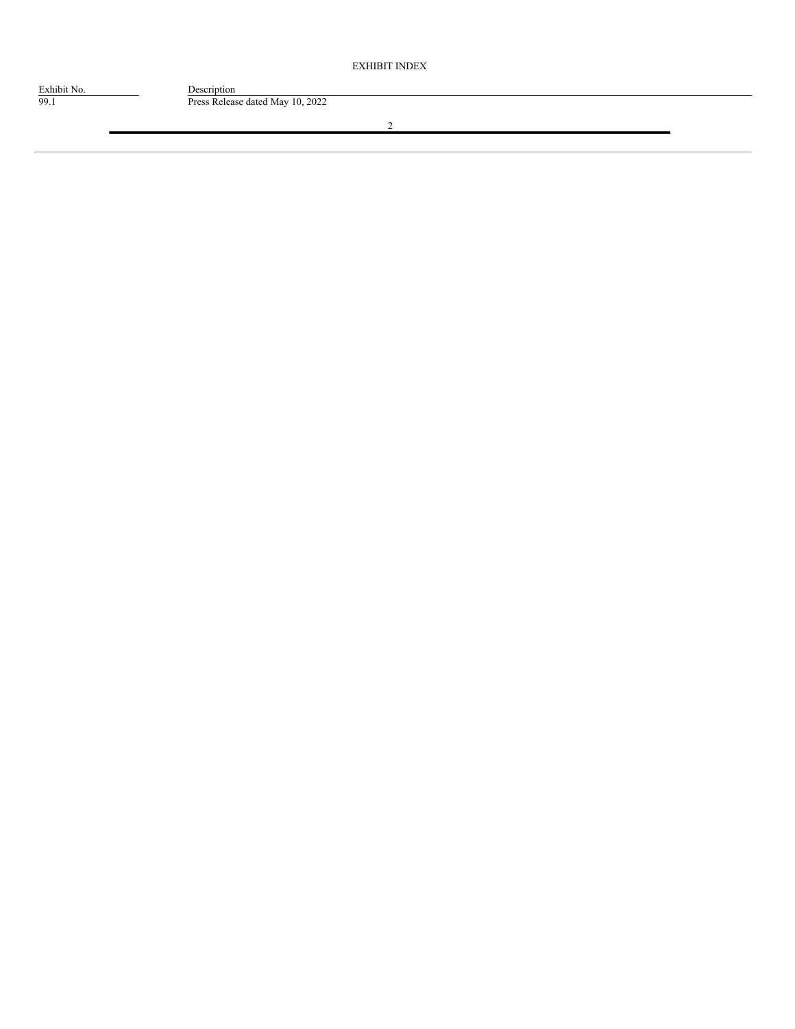EXHIBIT INDEX

| Exhibit No. | Description |
| --- | --- |
| 99.1 | Press Release dated May 10, 2022 |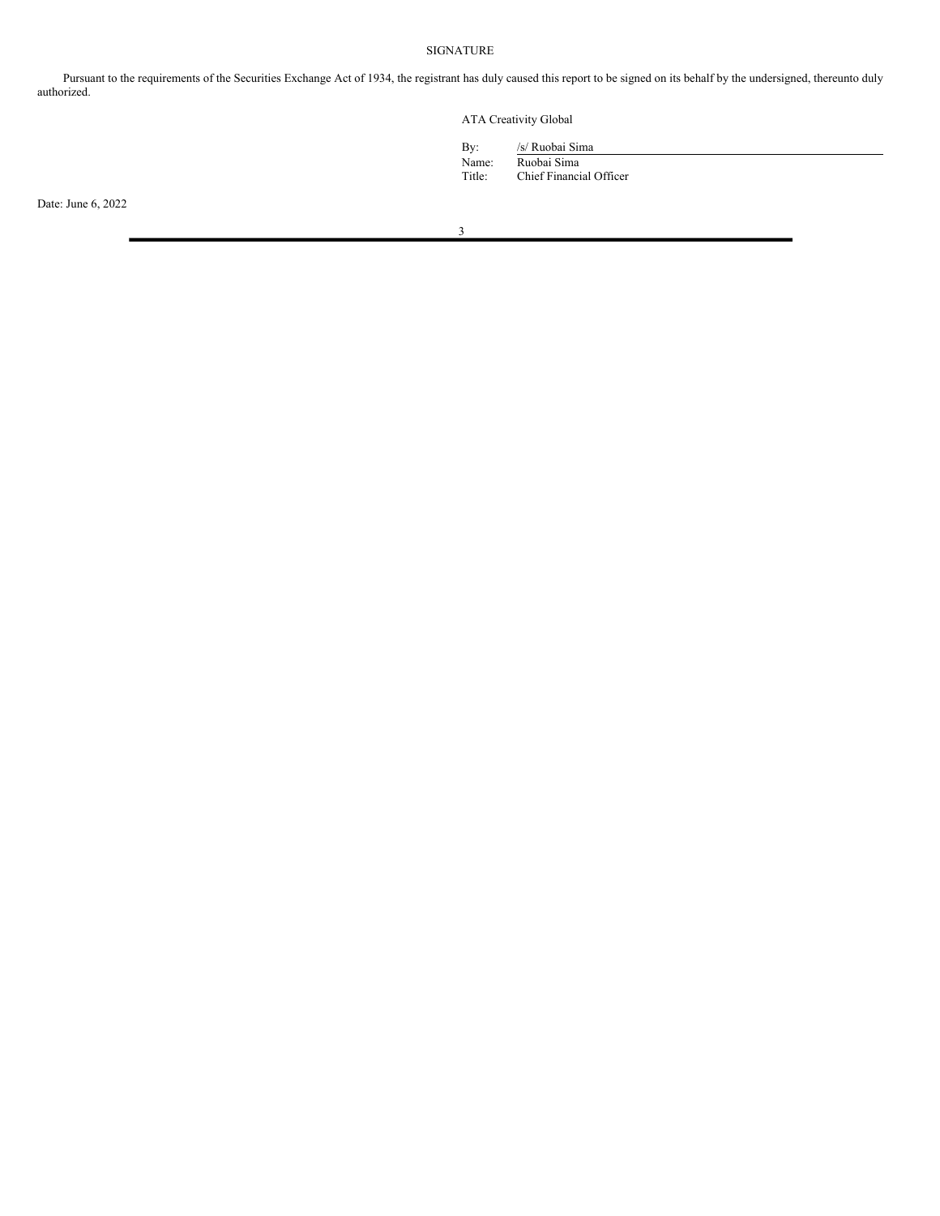# SIGNATURE

Pursuant to the requirements of the Securities Exchange Act of 1934, the registrant has duly caused this report to be signed on its behalf by the undersigned, thereunto duly authorized.

ATA Creativity Global

| | |
|---|---|
| By: | /s/ Ruobai Sima |
| Name: | Ruobai Sima |
| Title: | Chief Financial Officer |

Date: June 6, 2022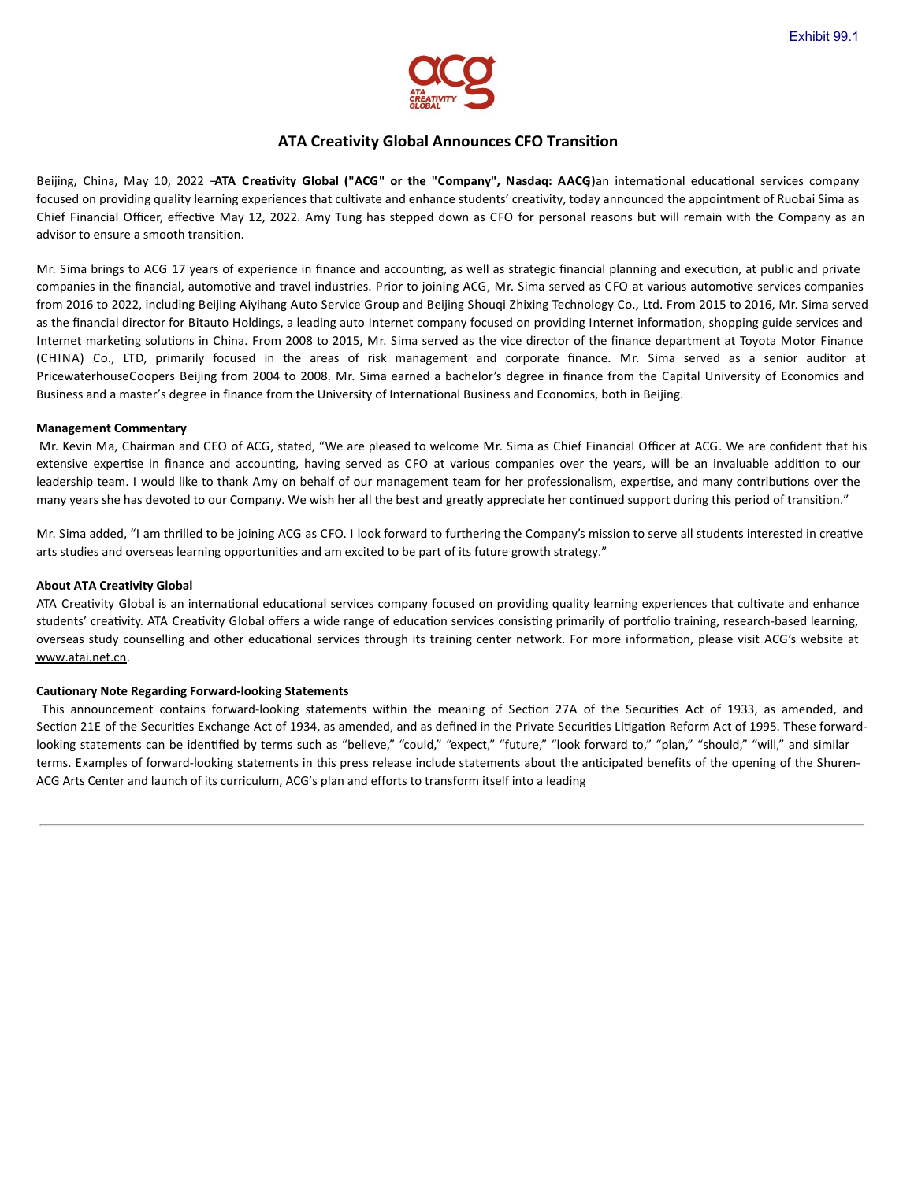Exhibit 99.1

## ATA Creativity Global Announces CFO Transition

Beijing, China, May 10, 2022 –**ATA Creativity Global ("ACG" or the "Company", Nasdaq: AACG)**an international educational services company focused on providing quality learning experiences that cultivate and enhance students' creativity, today announced the appointment of Ruobai Sima as Chief Financial Officer, effective May 12, 2022. Amy Tung has stepped down as CFO for personal reasons but will remain with the Company as an advisor to ensure a smooth transition.

Mr. Sima brings to ACG 17 years of experience in finance and accounting, as well as strategic financial planning and execution, at public and private companies in the financial, automotive and travel industries. Prior to joining ACG, Mr. Sima served as CFO at various automotive services companies from 2016 to 2022, including Beijing Aiyihang Auto Service Group and Beijing Shouqi Zhixing Technology Co., Ltd. From 2015 to 2016, Mr. Sima served as the financial director for Bitauto Holdings, a leading auto Internet company focused on providing Internet information, shopping guide services and Internet marketing solutions in China. From 2008 to 2015, Mr. Sima served as the vice director of the finance department at Toyota Motor Finance (CHINA) Co., LTD, primarily focused in the areas of risk management and corporate finance. Mr. Sima served as a senior auditor at PricewaterhouseCoopers Beijing from 2004 to 2008. Mr. Sima earned a bachelor's degree in finance from the Capital University of Economics and Business and a master's degree in finance from the University of International Business and Economics, both in Beijing.

**Management Commentary**

Mr. Kevin Ma, Chairman and CEO of ACG, stated, "We are pleased to welcome Mr. Sima as Chief Financial Officer at ACG. We are confident that his extensive expertise in finance and accounting, having served as CFO at various companies over the years, will be an invaluable addition to our leadership team. I would like to thank Amy on behalf of our management team for her professionalism, expertise, and many contributions over the many years she has devoted to our Company. We wish her all the best and greatly appreciate her continued support during this period of transition."

Mr. Sima added, "I am thrilled to be joining ACG as CFO. I look forward to furthering the Company's mission to serve all students interested in creative arts studies and overseas learning opportunities and am excited to be part of its future growth strategy."

**About ATA Creativity Global**

ATA Creativity Global is an international educational services company focused on providing quality learning experiences that cultivate and enhance students' creativity. ATA Creativity Global offers a wide range of education services consisting primarily of portfolio training, research-based learning, overseas study counselling and other educational services through its training center network. For more information, please visit ACG's website at www.atai.net.cn.

**Cautionary Note Regarding Forward-looking Statements**

This announcement contains forward-looking statements within the meaning of Section 27A of the Securities Act of 1933, as amended, and Section 21E of the Securities Exchange Act of 1934, as amended, and as defined in the Private Securities Litigation Reform Act of 1995. These forward-looking statements can be identified by terms such as "believe," "could," "expect," "future," "look forward to," "plan," "should," "will," and similar terms. Examples of forward-looking statements in this press release include statements about the anticipated benefits of the opening of the Shuren-ACG Arts Center and launch of its curriculum, ACG's plan and efforts to transform itself into a leading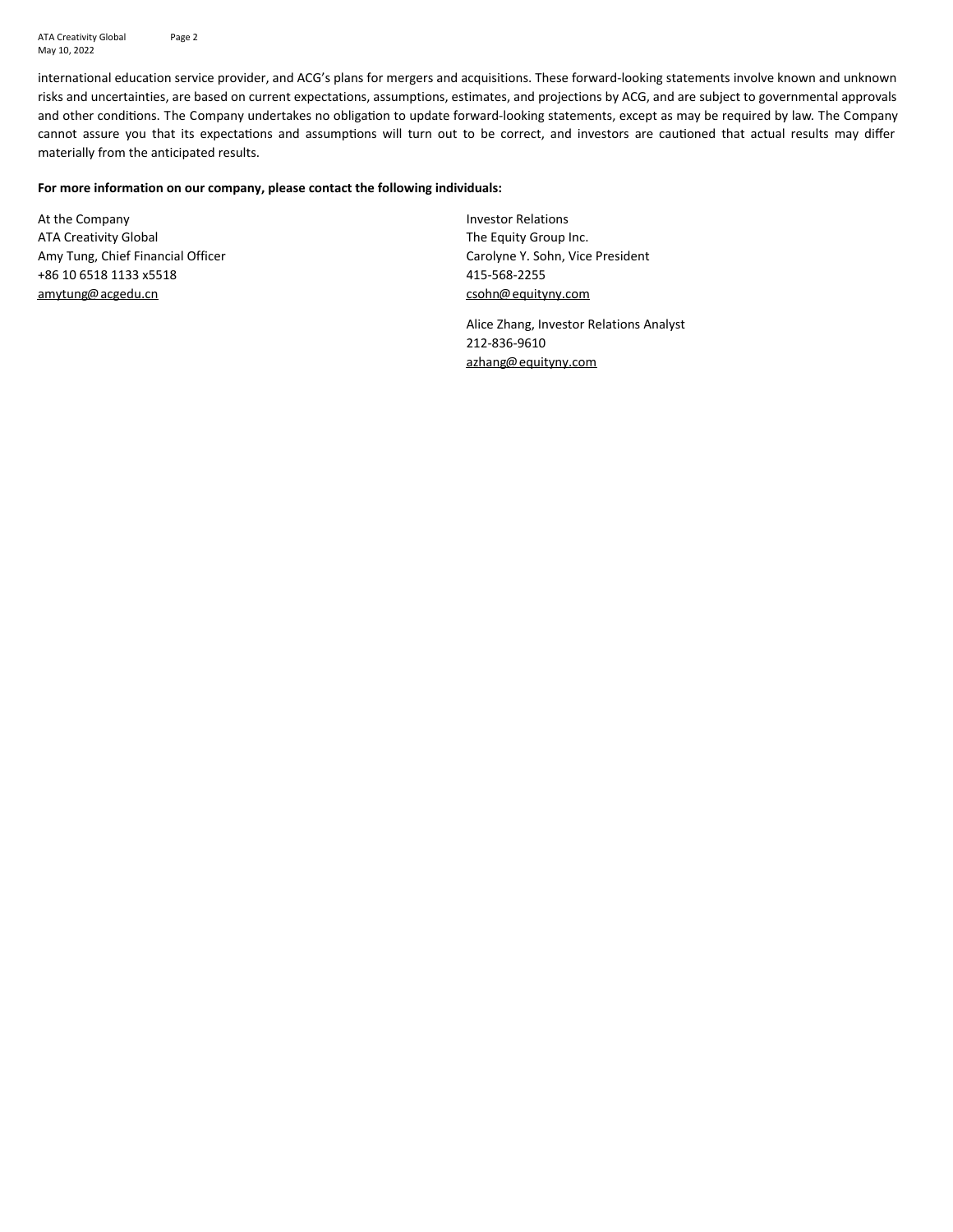international education service provider, and ACG's plans for mergers and acquisitions. These forward-looking statements involve known and unknown risks and uncertainties, are based on current expectations, assumptions, estimates, and projections by ACG, and are subject to governmental approvals and other conditions. The Company undertakes no obligation to update forward-looking statements, except as may be required by law. The Company cannot assure you that its expectations and assumptions will turn out to be correct, and investors are cautioned that actual results may differ materially from the anticipated results.

**For more information on our company, please contact the following individuals:**

At the Company
ATA Creativity Global
Amy Tung, Chief Financial Officer
+86 10 6518 1133 x5518
amytung@acgedu.cn

Investor Relations
The Equity Group Inc.
Carolyne Y. Sohn, Vice President
415-568-2255
csohn@equityny.com

Alice Zhang, Investor Relations Analyst
212-836-9610
azhang@equityny.com